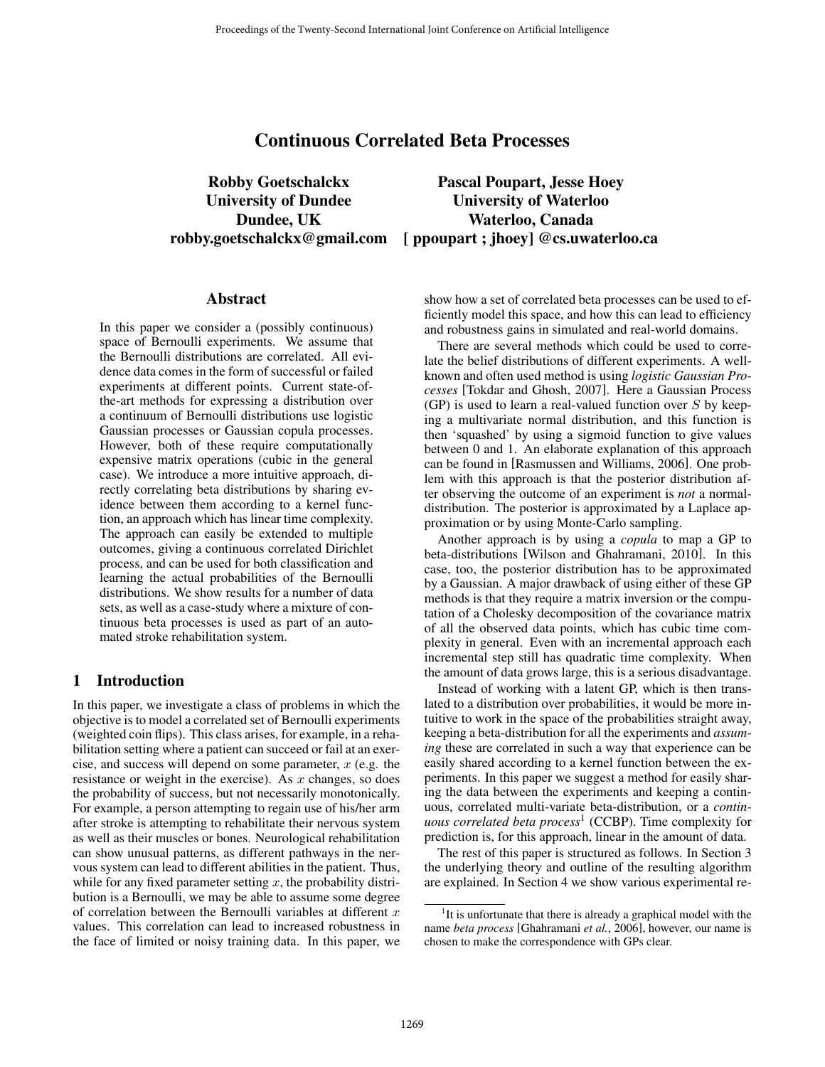# Continuous Correlated Beta Processes

**Robby Goetschalckx**
**University of Dundee**
**Dundee, UK**
**robby.goetschalckx@gmail.com**

**Pascal Poupart, Jesse Hoey**
**University of Waterloo**
**Waterloo, Canada**
**[ ppoupart ; jhoey] @cs.uwaterloo.ca**

## Abstract

In this paper we consider a (possibly continuous) space of Bernoulli experiments. We assume that the Bernoulli distributions are correlated. All evidence data comes in the form of successful or failed experiments at different points. Current state-of-the-art methods for expressing a distribution over a continuum of Bernoulli distributions use logistic Gaussian processes or Gaussian copula processes. However, both of these require computationally expensive matrix operations (cubic in the general case). We introduce a more intuitive approach, directly correlating beta distributions by sharing evidence between them according to a kernel function, an approach which has linear time complexity. The approach can easily be extended to multiple outcomes, giving a continuous correlated Dirichlet process, and can be used for both classification and learning the actual probabilities of the Bernoulli distributions. We show results for a number of data sets, as well as a case-study where a mixture of continuous beta processes is used as part of an automated stroke rehabilitation system.

## 1 Introduction

In this paper, we investigate a class of problems in which the objective is to model a correlated set of Bernoulli experiments (weighted coin flips). This class arises, for example, in a rehabilitation setting where a patient can succeed or fail at an exercise, and success will depend on some parameter, $x$ (e.g. the resistance or weight in the exercise). As $x$ changes, so does the probability of success, but not necessarily monotonically. For example, a person attempting to regain use of his/her arm after stroke is attempting to rehabilitate their nervous system as well as their muscles or bones. Neurological rehabilitation can show unusual patterns, as different pathways in the nervous system can lead to different abilities in the patient. Thus, while for any fixed parameter setting $x$, the probability distribution is a Bernoulli, we may be able to assume some degree of correlation between the Bernoulli variables at different $x$ values. This correlation can lead to increased robustness in the face of limited or noisy training data. In this paper, we show how a set of correlated beta processes can be used to efficiently model this space, and how this can lead to efficiency and robustness gains in simulated and real-world domains.

There are several methods which could be used to correlate the belief distributions of different experiments. A well-known and often used method is using *logistic Gaussian Processes* [Tokdar and Ghosh, 2007]. Here a Gaussian Process (GP) is used to learn a real-valued function over $S$ by keeping a multivariate normal distribution, and this function is then 'squashed' by using a sigmoid function to give values between 0 and 1. An elaborate explanation of this approach can be found in [Rasmussen and Williams, 2006]. One problem with this approach is that the posterior distribution after observing the outcome of an experiment is *not* a normal-distribution. The posterior is approximated by a Laplace approximation or by using Monte-Carlo sampling.

Another approach is by using a *copula* to map a GP to beta-distributions [Wilson and Ghahramani, 2010]. In this case, too, the posterior distribution has to be approximated by a Gaussian. A major drawback of using either of these GP methods is that they require a matrix inversion or the computation of a Cholesky decomposition of the covariance matrix of all the observed data points, which has cubic time complexity in general. Even with an incremental approach each incremental step still has quadratic time complexity. When the amount of data grows large, this is a serious disadvantage.

Instead of working with a latent GP, which is then translated to a distribution over probabilities, it would be more intuitive to work in the space of the probabilities straight away, keeping a beta-distribution for all the experiments and *assuming* these are correlated in such a way that experience can be easily shared according to a kernel function between the experiments. In this paper we suggest a method for easily sharing the data between the experiments and keeping a continuous, correlated multi-variate beta-distribution, or a *continuous correlated beta process*[1] (CCBP). Time complexity for prediction is, for this approach, linear in the amount of data.

The rest of this paper is structured as follows. In Section 3 the underlying theory and outline of the resulting algorithm are explained. In Section 4 we show various experimental re-

[1] It is unfortunate that there is already a graphical model with the name *beta process* [Ghahramani *et al.*, 2006], however, our name is chosen to make the correspondence with GPs clear.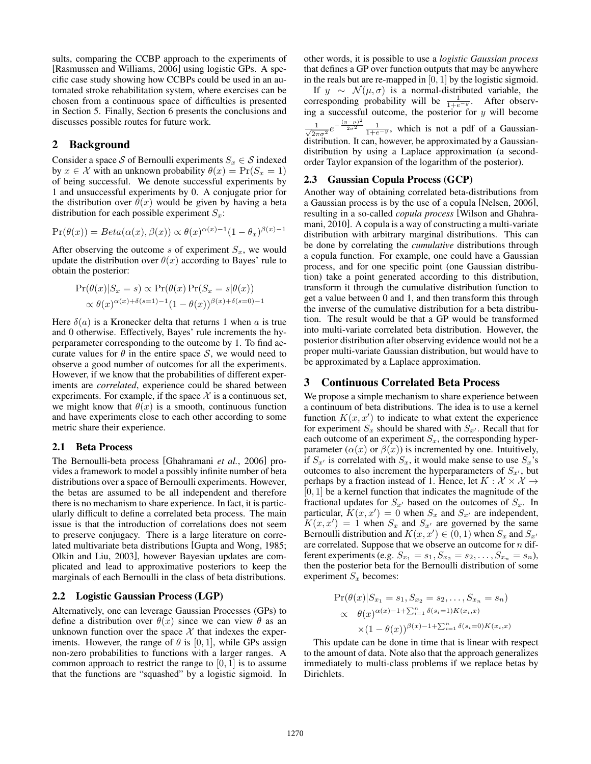sults, comparing the CCBP approach to the experiments of [Rasmussen and Williams, 2006] using logistic GPs. A specific case study showing how CCBPs could be used in an automated stroke rehabilitation system, where exercises can be chosen from a continuous space of difficulties is presented in Section 5. Finally, Section 6 presents the conclusions and discusses possible routes for future work.

## 2 Background

Consider a space $\mathcal{S}$ of Bernoulli experiments $S_x \in \mathcal{S}$ indexed by $x \in \mathcal{X}$ with an unknown probability $\theta(x) = \Pr(S_x = 1)$ of being successful. We denote successful experiments by 1 and unsuccessful experiments by 0. A conjugate prior for the distribution over $\theta(x)$ would be given by having a beta distribution for each possible experiment $S_x$:

$$\Pr(\theta(x)) = Beta(\alpha(x), \beta(x)) \propto \theta(x)^{\alpha(x)-1}(1-\theta_x)^{\beta(x)-1}$$

After observing the outcome $s$ of experiment $S_x$, we would update the distribution over $\theta(x)$ according to Bayes' rule to obtain the posterior:

$$\begin{aligned}
\Pr(\theta(x)|S_x = s) &\propto \Pr(\theta(x) \Pr(S_x = s|\theta(x)) \\
&\propto \theta(x)^{\alpha(x)+\delta(s=1)-1}(1-\theta(x))^{\beta(x)+\delta(s=0)-1}
\end{aligned}$$

Here $\delta(a)$ is a Kronecker delta that returns 1 when $a$ is true and 0 otherwise. Effectively, Bayes' rule increments the hyperparameter corresponding to the outcome by 1. To find accurate values for $\theta$ in the entire space $\mathcal{S}$, we would need to observe a good number of outcomes for all the experiments. However, if we know that the probabilities of different experiments are *correlated*, experience could be shared between experiments. For example, if the space $\mathcal{X}$ is a continuous set, we might know that $\theta(x)$ is a smooth, continuous function and have experiments close to each other according to some metric share their experience.

### 2.1 Beta Process

The Bernoulli-beta process [Ghahramani *et al.*, 2006] provides a framework to model a possibly infinite number of beta distributions over a space of Bernoulli experiments. However, the betas are assumed to be all independent and therefore there is no mechanism to share experience. In fact, it is particularly difficult to define a correlated beta process. The main issue is that the introduction of correlations does not seem to preserve conjugacy. There is a large literature on correlated multivariate beta distributions [Gupta and Wong, 1985; Olkin and Liu, 2003], however Bayesian updates are complicated and lead to approximative posteriors to keep the marginals of each Bernoulli in the class of beta distributions.

### 2.2 Logistic Gaussian Process (LGP)

Alternatively, one can leverage Gaussian Processes (GPs) to define a distribution over $\theta(x)$ since we can view $\theta$ as an unknown function over the space $\mathcal{X}$ that indexes the experiments. However, the range of $\theta$ is $[0, 1]$, while GPs assign non-zero probabilities to functions with a larger ranges. A common approach to restrict the range to $[0, 1]$ is to assume that the functions are "squashed" by a logistic sigmoid. In other words, it is possible to use a *logistic Gaussian process* that defines a GP over function outputs that may be anywhere in the reals but are re-mapped in $[0, 1]$ by the logistic sigmoid.

If $y \sim \mathcal{N}(\mu, \sigma)$ is a normal-distributed variable, the corresponding probability will be $\frac{1}{1+e^{-y}}$. After observing a successful outcome, the posterior for $y$ will become $\frac{1}{\sqrt{2\pi\sigma^2}}e^{-\frac{(y-\mu)^2}{2\sigma^2}}\frac{1}{1+e^{-y}}$, which is not a pdf of a Gaussian-distribution. It can, however, be approximated by a Gaussian-distribution by using a Laplace approximation (a second-order Taylor expansion of the logarithm of the posterior).

### 2.3 Gaussian Copula Process (GCP)

Another way of obtaining correlated beta-distributions from a Gaussian process is by the use of a copula [Nelsen, 2006], resulting in a so-called *copula process* [Wilson and Ghahramani, 2010]. A copula is a way of constructing a multi-variate distribution with arbitrary marginal distributions. This can be done by correlating the *cumulative* distributions through a copula function. For example, one could have a Gaussian process, and for one specific point (one Gaussian distribution) take a point generated according to this distribution, transform it through the cumulative distribution function to get a value between 0 and 1, and then transform this through the inverse of the cumulative distribution for a beta distribution. The result would be that a GP would be transformed into multi-variate correlated beta distribution. However, the posterior distribution after observing evidence would not be a proper multi-variate Gaussian distribution, but would have to be approximated by a Laplace approximation.

## 3 Continuous Correlated Beta Process

We propose a simple mechanism to share experience between a continuum of beta distributions. The idea is to use a kernel function $K(x, x')$ to indicate to what extent the experience for experiment $S_x$ should be shared with $S_{x'}$. Recall that for each outcome of an experiment $S_x$, the corresponding hyperparameter ($\alpha(x)$ or $\beta(x)$) is incremented by one. Intuitively, if $S_{x'}$ is correlated with $S_x$, it would make sense to use $S_x$'s outcomes to also increment the hyperparameters of $S_{x'}$, but perhaps by a fraction instead of 1. Hence, let $K : \mathcal{X} \times \mathcal{X} \to [0, 1]$ be a kernel function that indicates the magnitude of the fractional updates for $S_{x'}$ based on the outcomes of $S_x$. In particular, $K(x, x') = 0$ when $S_x$ and $S_{x'}$ are independent, $K(x, x') = 1$ when $S_x$ and $S_{x'}$ are governed by the same Bernoulli distribution and $K(x, x') \in (0, 1)$ when $S_x$ and $S_{x'}$ are correlated. Suppose that we observe an outcome for $n$ different experiments (e.g. $S_{x_1} = s_1, S_{x_2} = s_2, \ldots, S_{x_n} = s_n$), then the posterior beta for the Bernoulli distribution of some experiment $S_x$ becomes:

$$\begin{aligned}
&\Pr(\theta(x)|S_{x_1} = s_1, S_{x_2} = s_2, \ldots, S_{x_n} = s_n) \\
&\propto \quad \theta(x)^{\alpha(x)-1+\sum_{i=1}^{n}\delta(s_i=1)K(x_i,x)} \\
&\quad\quad \times(1-\theta(x))^{\beta(x)-1+\sum_{i=1}^{n}\delta(s_i=0)K(x_i,x)}
\end{aligned}$$

This update can be done in time that is linear with respect to the amount of data. Note also that the approach generalizes immediately to multi-class problems if we replace betas by Dirichlets.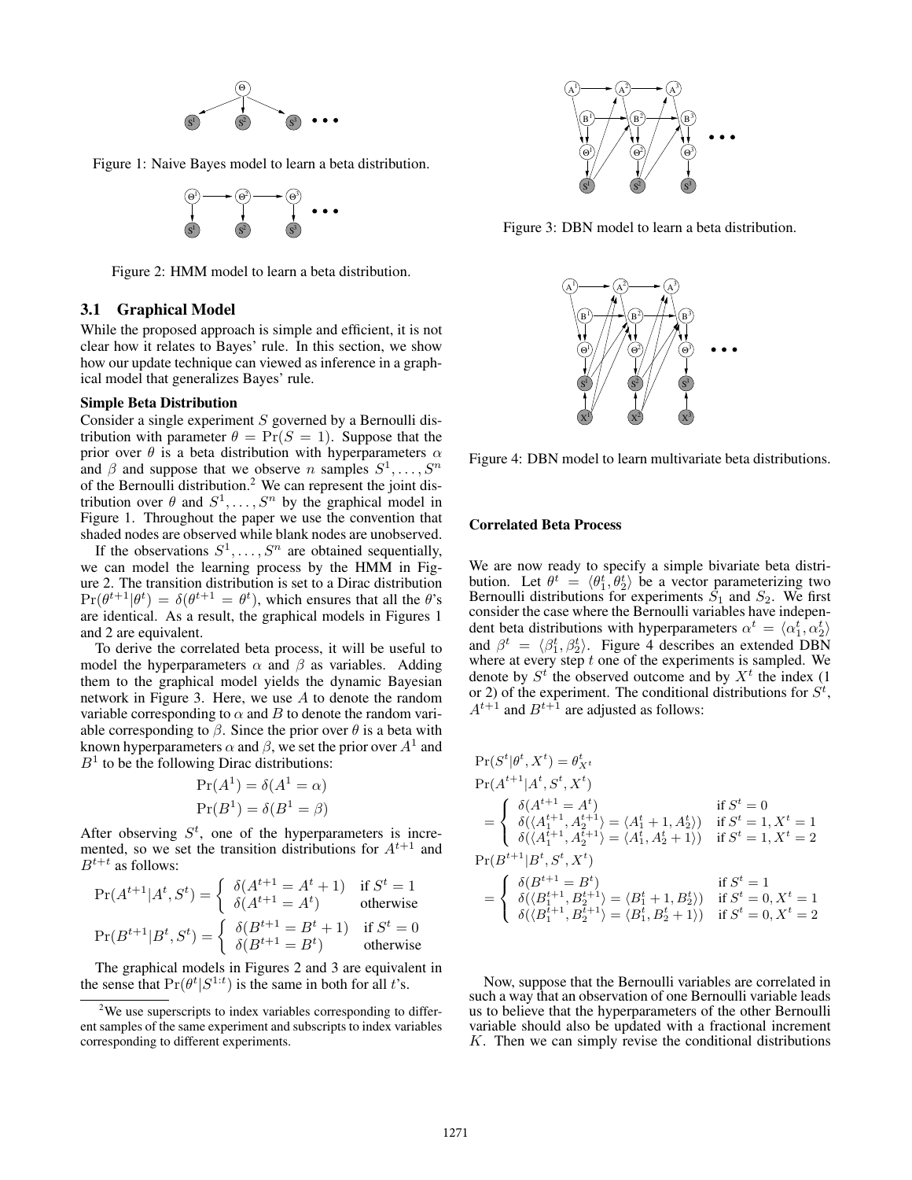Figure 1: Naive Bayes model to learn a beta distribution.

Figure 2: HMM model to learn a beta distribution.

### 3.1 Graphical Model

While the proposed approach is simple and efficient, it is not clear how it relates to Bayes' rule. In this section, we show how our update technique can viewed as inference in a graphical model that generalizes Bayes' rule.

**Simple Beta Distribution**

Consider a single experiment $S$ governed by a Bernoulli distribution with parameter $\theta = \Pr(S = 1)$. Suppose that the prior over $\theta$ is a beta distribution with hyperparameters $\alpha$ and $\beta$ and suppose that we observe $n$ samples $S^1, \ldots, S^n$ of the Bernoulli distribution.[2] We can represent the joint distribution over $\theta$ and $S^1, \ldots, S^n$ by the graphical model in Figure 1. Throughout the paper we use the convention that shaded nodes are observed while blank nodes are unobserved.

If the observations $S^1, \ldots, S^n$ are obtained sequentially, we can model the learning process by the HMM in Figure 2. The transition distribution is set to a Dirac distribution $\Pr(\theta^{t+1}|\theta^t) = \delta(\theta^{t+1} = \theta^t)$, which ensures that all the $\theta$'s are identical. As a result, the graphical models in Figures 1 and 2 are equivalent.

To derive the correlated beta process, it will be useful to model the hyperparameters $\alpha$ and $\beta$ as variables. Adding them to the graphical model yields the dynamic Bayesian network in Figure 3. Here, we use $A$ to denote the random variable corresponding to $\alpha$ and $B$ to denote the random variable corresponding to $\beta$. Since the prior over $\theta$ is a beta with known hyperparameters $\alpha$ and $\beta$, we set the prior over $A^1$ and $B^1$ to be the following Dirac distributions:

$$\Pr(A^1) = \delta(A^1 = \alpha)$$
$$\Pr(B^1) = \delta(B^1 = \beta)$$

After observing $S^t$, one of the hyperparameters is incremented, so we set the transition distributions for $A^{t+1}$ and $B^{t+t}$ as follows:

$$\Pr(A^{t+1}|A^t, S^t) = \begin{cases} \delta(A^{t+1} = A^t + 1) & \text{if } S^t = 1 \\ \delta(A^{t+1} = A^t) & \text{otherwise} \end{cases}$$

$$\Pr(B^{t+1}|B^t, S^t) = \begin{cases} \delta(B^{t+1} = B^t + 1) & \text{if } S^t = 0 \\ \delta(B^{t+1} = B^t) & \text{otherwise} \end{cases}$$

The graphical models in Figures 2 and 3 are equivalent in the sense that $\Pr(\theta^t|S^{1:t})$ is the same in both for all $t$'s.

[2] We use superscripts to index variables corresponding to different samples of the same experiment and subscripts to index variables corresponding to different experiments.

Figure 3: DBN model to learn a beta distribution.

Figure 4: DBN model to learn multivariate beta distributions.

**Correlated Beta Process**

We are now ready to specify a simple bivariate beta distribution. Let $\theta^t = \langle \theta_1^t, \theta_2^t \rangle$ be a vector parameterizing two Bernoulli distributions for experiments $S_1$ and $S_2$. We first consider the case where the Bernoulli variables have independent beta distributions with hyperparameters $\alpha^t = \langle \alpha_1^t, \alpha_2^t \rangle$ and $\beta^t = \langle \beta_1^t, \beta_2^t \rangle$. Figure 4 describes an extended DBN where at every step $t$ one of the experiments is sampled. We denote by $S^t$ the observed outcome and by $X^t$ the index (1 or 2) of the experiment. The conditional distributions for $S^t$, $A^{t+1}$ and $B^{t+1}$ are adjusted as follows:

$$\Pr(S^t|\theta^t, X^t) = \theta_{X^t}^t$$

$$\Pr(A^{t+1}|A^t, S^t, X^t)$$
$$= \begin{cases} \delta(A^{t+1} = A^t) & \text{if } S^t = 0 \\ \delta(\langle A_1^{t+1}, A_2^{t+1} \rangle = \langle A_1^t + 1, A_2^t \rangle) & \text{if } S^t = 1, X^t = 1 \\ \delta(\langle A_1^{t+1}, A_2^{t+1} \rangle = \langle A_1^t, A_2^t + 1 \rangle) & \text{if } S^t = 1, X^t = 2 \end{cases}$$

$$\Pr(B^{t+1}|B^t, S^t, X^t)$$
$$= \begin{cases} \delta(B^{t+1} = B^t) & \text{if } S^t = 1 \\ \delta(\langle B_1^{t+1}, B_2^{t+1} \rangle = \langle B_1^t + 1, B_2^t \rangle) & \text{if } S^t = 0, X^t = 1 \\ \delta(\langle B_1^{t+1}, B_2^{t+1} \rangle = \langle B_1^t, B_2^t + 1 \rangle) & \text{if } S^t = 0, X^t = 2 \end{cases}$$

Now, suppose that the Bernoulli variables are correlated in such a way that an observation of one Bernoulli variable leads us to believe that the hyperparameters of the other Bernoulli variable should also be updated with a fractional increment $K$. Then we can simply revise the conditional distributions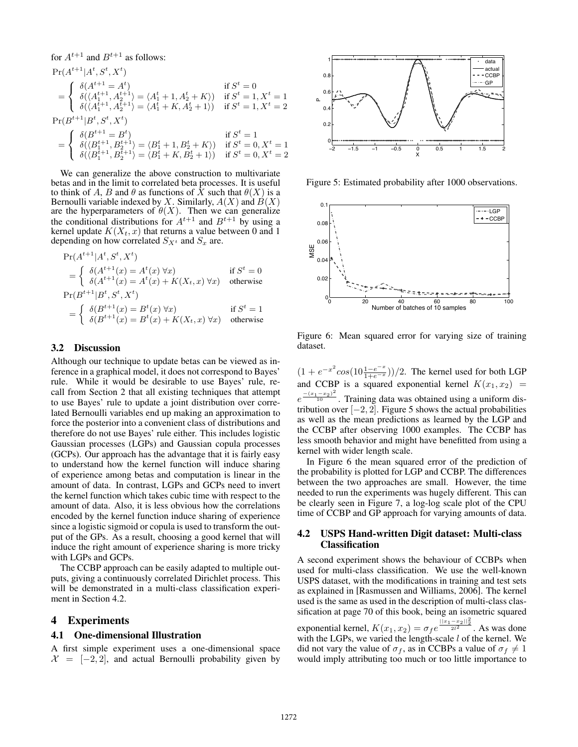for $A^{t+1}$ and $B^{t+1}$ as follows:

$$\Pr(A^{t+1}|A^t, S^t, X^t)$$
$$= \begin{cases} \delta(A^{t+1} = A^t) & \text{if } S^t = 0 \\ \delta(\langle A_1^{t+1}, A_2^{t+1}\rangle = \langle A_1^t + 1, A_2^t + K\rangle) & \text{if } S^t = 1, X^t = 1 \\ \delta(\langle A_1^{t+1}, A_2^{t+1}\rangle = \langle A_1^t + K, A_2^t + 1\rangle) & \text{if } S^t = 1, X^t = 2 \end{cases}$$

$$\Pr(B^{t+1}|B^t, S^t, X^t)$$
$$= \begin{cases} \delta(B^{t+1} = B^t) & \text{if } S^t = 1 \\ \delta(\langle B_1^{t+1}, B_2^{t+1}\rangle = \langle B_1^t + 1, B_2^t + K\rangle) & \text{if } S^t = 0, X^t = 1 \\ \delta(\langle B_1^{t+1}, B_2^{t+1}\rangle = \langle B_1^t + K, B_2^t + 1\rangle) & \text{if } S^t = 0, X^t = 2 \end{cases}$$

We can generalize the above construction to multivariate betas and in the limit to correlated beta processes. It is useful to think of $A$, $B$ and $\theta$ as functions of $X$ such that $\theta(X)$ is a Bernoulli variable indexed by $X$. Similarly, $A(X)$ and $B(X)$ are the hyperparameters of $\theta(X)$. Then we can generalize the conditional distributions for $A^{t+1}$ and $B^{t+1}$ by using a kernel update $K(X_t, x)$ that returns a value between 0 and 1 depending on how correlated $S_{X^t}$ and $S_x$ are.

$$\Pr(A^{t+1}|A^t, S^t, X^t)$$
$$= \begin{cases} \delta(A^{t+1}(x) = A^t(x)\ \forall x) & \text{if } S^t = 0 \\ \delta(A^{t+1}(x) = A^t(x) + K(X_t, x)\ \forall x) & \text{otherwise} \end{cases}$$

$$\Pr(B^{t+1}|B^t, S^t, X^t)$$
$$= \begin{cases} \delta(B^{t+1}(x) = B^t(x)\ \forall x) & \text{if } S^t = 1 \\ \delta(B^{t+1}(x) = B^t(x) + K(X_t, x)\ \forall x) & \text{otherwise} \end{cases}$$

### 3.2 Discussion

Although our technique to update betas can be viewed as inference in a graphical model, it does not correspond to Bayes' rule. While it would be desirable to use Bayes' rule, recall from Section 2 that all existing techniques that attempt to use Bayes' rule to update a joint distribution over correlated Bernoulli variables end up making an approximation to force the posterior into a convenient class of distributions and therefore do not use Bayes' rule either. This includes logistic Gaussian processes (LGPs) and Gaussian copula processes (GCPs). Our approach has the advantage that it is fairly easy to understand how the kernel function will induce sharing of experience among betas and computation is linear in the amount of data. In contrast, LGPs and GCPs need to invert the kernel function which takes cubic time with respect to the amount of data. Also, it is less obvious how the correlations encoded by the kernel function induce sharing of experience since a logistic sigmoid or copula is used to transform the output of the GPs. As a result, choosing a good kernel that will induce the right amount of experience sharing is more tricky with LGPs and GCPs.

The CCBP approach can be easily adapted to multiple outputs, giving a continuously correlated Dirichlet process. This will be demonstrated in a multi-class classification experiment in Section 4.2.

## 4 Experiments

### 4.1 One-dimensional Illustration

A first simple experiment uses a one-dimensional space $\mathcal{X} = [-2, 2]$, and actual Bernoulli probability given by $(1 + e^{-x^2}cos(10\frac{1-e^{-x}}{1+e^{-x}}))/2$. The kernel used for both LGP and CCBP is a squared exponential kernel $K(x_1, x_2) = e^{\frac{-(x_1-x_2)^2}{10}}$. Training data was obtained using a uniform distribution over $[-2, 2]$. Figure 5 shows the actual probabilities as well as the mean predictions as learned by the LGP and the CCBP after observing 1000 examples. The CCBP has less smooth behavior and might have benefitted from using a kernel with wider length scale.

Figure 5: Estimated probability after 1000 observations.

Figure 6: Mean squared error for varying size of training dataset.

In Figure 6 the mean squared error of the prediction of the probability is plotted for LGP and CCBP. The differences between the two approaches are small. However, the time needed to run the experiments was hugely different. This can be clearly seen in Figure 7, a log-log scale plot of the CPU time of CCBP and GP approach for varying amounts of data.

### 4.2 USPS Hand-written Digit dataset: Multi-class Classification

A second experiment shows the behaviour of CCBPs when used for multi-class classification. We use the well-known USPS dataset, with the modifications in training and test sets as explained in [Rasmussen and Williams, 2006]. The kernel used is the same as used in the description of multi-class classification at page 70 of this book, being an isometric squared exponential kernel, $K(x_1, x_2) = \sigma_f e^{\frac{||x_1-x_2||_2^2}{2l^2}}$. As was done with the LGPs, we varied the length-scale $l$ of the kernel. We did not vary the value of $\sigma_f$, as in CCBPs a value of $\sigma_f \neq 1$ would imply attributing too much or too little importance to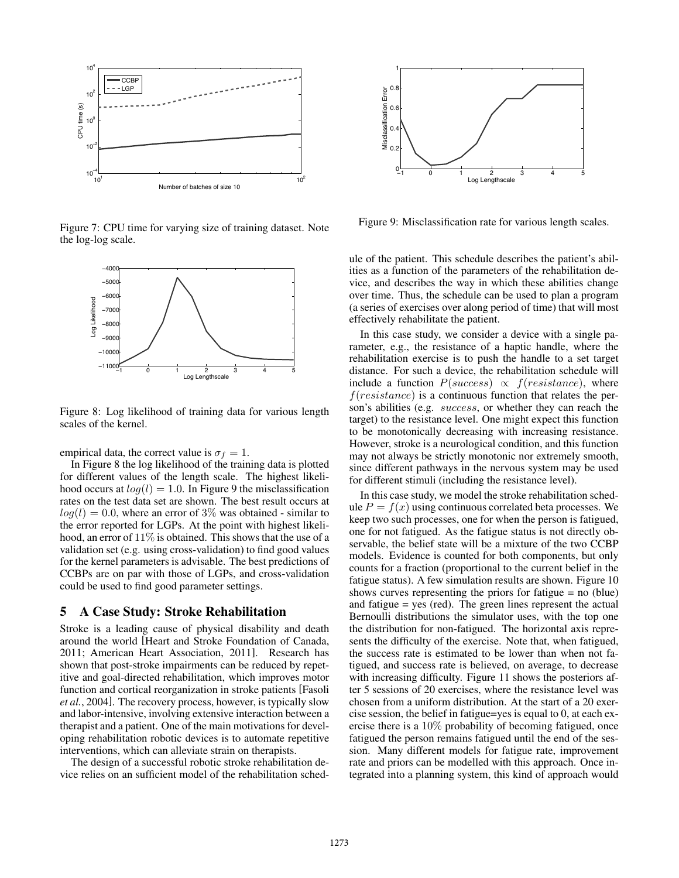Figure 7: CPU time for varying size of training dataset. Note the log-log scale.

Figure 8: Log likelihood of training data for various length scales of the kernel.

empirical data, the correct value is $\sigma_f = 1$.

In Figure 8 the log likelihood of the training data is plotted for different values of the length scale. The highest likelihood occurs at $log(l) = 1.0$. In Figure 9 the misclassification rates on the test data set are shown. The best result occurs at $log(l) = 0.0$, where an error of $3\%$ was obtained - similar to the error reported for LGPs. At the point with highest likelihood, an error of $11\%$ is obtained. This shows that the use of a validation set (e.g. using cross-validation) to find good values for the kernel parameters is advisable. The best predictions of CCBPs are on par with those of LGPs, and cross-validation could be used to find good parameter settings.

## 5 A Case Study: Stroke Rehabilitation

Stroke is a leading cause of physical disability and death around the world [Heart and Stroke Foundation of Canada, 2011; American Heart Association, 2011]. Research has shown that post-stroke impairments can be reduced by repetitive and goal-directed rehabilitation, which improves motor function and cortical reorganization in stroke patients [Fasoli *et al.*, 2004]. The recovery process, however, is typically slow and labor-intensive, involving extensive interaction between a therapist and a patient. One of the main motivations for developing rehabilitation robotic devices is to automate repetitive interventions, which can alleviate strain on therapists.

The design of a successful robotic stroke rehabilitation device relies on an sufficient model of the rehabilitation schedule of the patient. This schedule describes the patient's abilities as a function of the parameters of the rehabilitation device, and describes the way in which these abilities change over time. Thus, the schedule can be used to plan a program (a series of exercises over along period of time) that will most effectively rehabilitate the patient.

Figure 9: Misclassification rate for various length scales.

In this case study, we consider a device with a single parameter, e.g., the resistance of a haptic handle, where the rehabilitation exercise is to push the handle to a set target distance. For such a device, the rehabilitation schedule will include a function $P(success) \propto f(resistance)$, where $f(resistance)$ is a continuous function that relates the person's abilities (e.g. $success$, or whether they can reach the target) to the resistance level. One might expect this function to be monotonically decreasing with increasing resistance. However, stroke is a neurological condition, and this function may not always be strictly monotonic nor extremely smooth, since different pathways in the nervous system may be used for different stimuli (including the resistance level).

In this case study, we model the stroke rehabilitation schedule $P = f(x)$ using continuous correlated beta processes. We keep two such processes, one for when the person is fatigued, one for not fatigued. As the fatigue status is not directly observable, the belief state will be a mixture of the two CCBP models. Evidence is counted for both components, but only counts for a fraction (proportional to the current belief in the fatigue status). A few simulation results are shown. Figure 10 shows curves representing the priors for fatigue = no (blue) and fatigue = yes (red). The green lines represent the actual Bernoulli distributions the simulator uses, with the top one the distribution for non-fatigued. The horizontal axis represents the difficulty of the exercise. Note that, when fatigued, the success rate is estimated to be lower than when not fatigued, and success rate is believed, on average, to decrease with increasing difficulty. Figure 11 shows the posteriors after 5 sessions of 20 exercises, where the resistance level was chosen from a uniform distribution. At the start of a 20 exercise session, the belief in fatigue=yes is equal to 0, at each exercise there is a $10\%$ probability of becoming fatigued, once fatigued the person remains fatigued until the end of the session. Many different models for fatigue rate, improvement rate and priors can be modelled with this approach. Once integrated into a planning system, this kind of approach would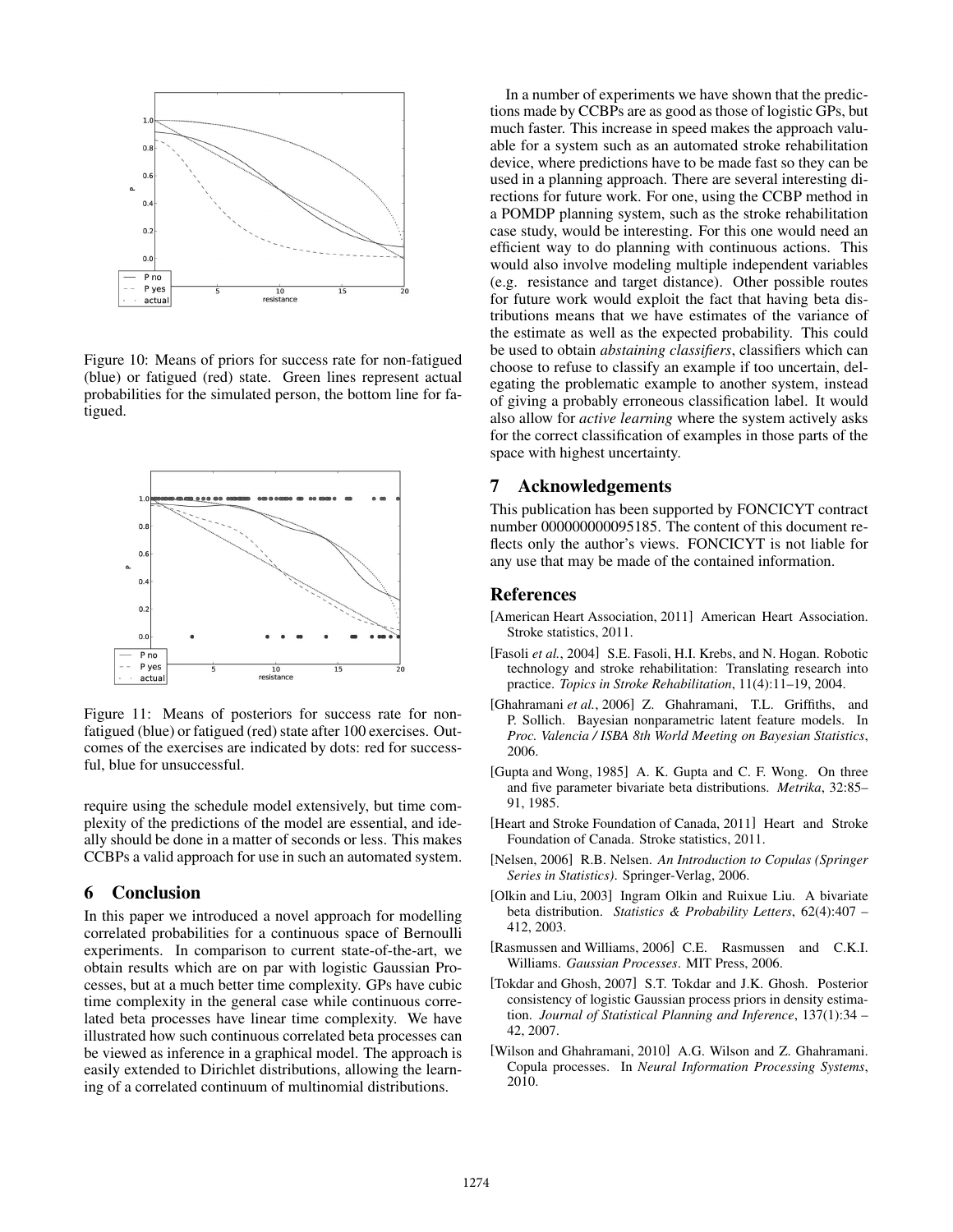1.0
0.8
0.6
P
0.4
0.2
0.0
P no
P yes
actual
5
10
15
20
resistance

Figure 10: Means of priors for success rate for non-fatigued (blue) or fatigued (red) state. Green lines represent actual probabilities for the simulated person, the bottom line for fatigued.

1.0
0.8
0.6
P
0.4
0.2
0.0
P no
P yes
actual
5
10
15
20
resistance

Figure 11: Means of posteriors for success rate for non-fatigued (blue) or fatigued (red) state after 100 exercises. Outcomes of the exercises are indicated by dots: red for successful, blue for unsuccessful.

require using the schedule model extensively, but time complexity of the predictions of the model are essential, and ideally should be done in a matter of seconds or less. This makes CCBPs a valid approach for use in such an automated system.

## 6 Conclusion

In this paper we introduced a novel approach for modelling correlated probabilities for a continuous space of Bernoulli experiments. In comparison to current state-of-the-art, we obtain results which are on par with logistic Gaussian Processes, but at a much better time complexity. GPs have cubic time complexity in the general case while continuous correlated beta processes have linear time complexity. We have illustrated how such continuous correlated beta processes can be viewed as inference in a graphical model. The approach is easily extended to Dirichlet distributions, allowing the learning of a correlated continuum of multinomial distributions.

In a number of experiments we have shown that the predictions made by CCBPs are as good as those of logistic GPs, but much faster. This increase in speed makes the approach valuable for a system such as an automated stroke rehabilitation device, where predictions have to be made fast so they can be used in a planning approach. There are several interesting directions for future work. For one, using the CCBP method in a POMDP planning system, such as the stroke rehabilitation case study, would be interesting. For this one would need an efficient way to do planning with continuous actions. This would also involve modeling multiple independent variables (e.g. resistance and target distance). Other possible routes for future work would exploit the fact that having beta distributions means that we have estimates of the variance of the estimate as well as the expected probability. This could be used to obtain *abstaining classifiers*, classifiers which can choose to refuse to classify an example if too uncertain, delegating the problematic example to another system, instead of giving a probably erroneous classification label. It would also allow for *active learning* where the system actively asks for the correct classification of examples in those parts of the space with highest uncertainty.

## 7 Acknowledgements

This publication has been supported by FONCICYT contract number 000000000095185. The content of this document reflects only the author's views. FONCICYT is not liable for any use that may be made of the contained information.

## References

[American Heart Association, 2011] American Heart Association. Stroke statistics, 2011.

[Fasoli *et al.*, 2004] S.E. Fasoli, H.I. Krebs, and N. Hogan. Robotic technology and stroke rehabilitation: Translating research into practice. *Topics in Stroke Rehabilitation*, 11(4):11–19, 2004.

[Ghahramani *et al.*, 2006] Z. Ghahramani, T.L. Griffiths, and P. Sollich. Bayesian nonparametric latent feature models. In *Proc. Valencia / ISBA 8th World Meeting on Bayesian Statistics*, 2006.

[Gupta and Wong, 1985] A. K. Gupta and C. F. Wong. On three and five parameter bivariate beta distributions. *Metrika*, 32:85–91, 1985.

[Heart and Stroke Foundation of Canada, 2011] Heart and Stroke Foundation of Canada. Stroke statistics, 2011.

[Nelsen, 2006] R.B. Nelsen. *An Introduction to Copulas (Springer Series in Statistics)*. Springer-Verlag, 2006.

[Olkin and Liu, 2003] Ingram Olkin and Ruixue Liu. A bivariate beta distribution. *Statistics & Probability Letters*, 62(4):407 – 412, 2003.

[Rasmussen and Williams, 2006] C.E. Rasmussen and C.K.I. Williams. *Gaussian Processes*. MIT Press, 2006.

[Tokdar and Ghosh, 2007] S.T. Tokdar and J.K. Ghosh. Posterior consistency of logistic Gaussian process priors in density estimation. *Journal of Statistical Planning and Inference*, 137(1):34 – 42, 2007.

[Wilson and Ghahramani, 2010] A.G. Wilson and Z. Ghahramani. Copula processes. In *Neural Information Processing Systems*, 2010.